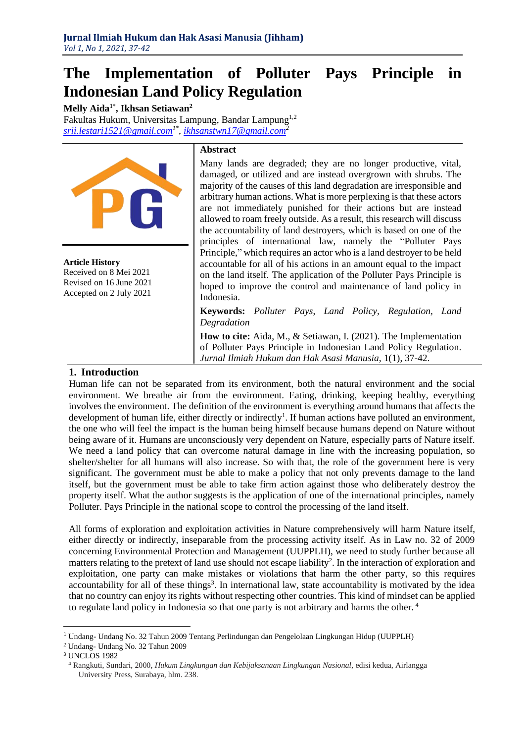# The Implementation of Polluter Pays Principle in Indonesian Land Policy Regulation

**Melly Aida[1*], Ikhsan Setiawan[2]**

Fakultas Hukum, Universitas Lampung, Bandar Lampung[1,2]

srii.lestari1521@gmail.com[1*], ikhsanstwn17@gmail.com[2]

**Article History**
Received on 8 Mei 2021
Revised on 16 June 2021
Accepted on 2 July 2021

**Abstract**

Many lands are degraded; they are no longer productive, vital, damaged, or utilized and are instead overgrown with shrubs. The majority of the causes of this land degradation are irresponsible and arbitrary human actions. What is more perplexing is that these actors are not immediately punished for their actions but are instead allowed to roam freely outside. As a result, this research will discuss the accountability of land destroyers, which is based on one of the principles of international law, namely the "Polluter Pays Principle," which requires an actor who is a land destroyer to be held accountable for all of his actions in an amount equal to the impact on the land itself. The application of the Polluter Pays Principle is hoped to improve the control and maintenance of land policy in Indonesia.

**Keywords:** *Polluter Pays, Land Policy, Regulation, Land Degradation*

**How to cite:** Aida, M., & Setiawan, I. (2021). The Implementation of Polluter Pays Principle in Indonesian Land Policy Regulation. *Jurnal Ilmiah Hukum dan Hak Asasi Manusia*, 1(1), 37-42.

## 1. Introduction

Human life can not be separated from its environment, both the natural environment and the social environment. We breathe air from the environment. Eating, drinking, keeping healthy, everything involves the environment. The definition of the environment is everything around humans that affects the development of human life, either directly or indirectly[1]. If human actions have polluted an environment, the one who will feel the impact is the human being himself because humans depend on Nature without being aware of it. Humans are unconsciously very dependent on Nature, especially parts of Nature itself. We need a land policy that can overcome natural damage in line with the increasing population, so shelter/shelter for all humans will also increase. So with that, the role of the government here is very significant. The government must be able to make a policy that not only prevents damage to the land itself, but the government must be able to take firm action against those who deliberately destroy the property itself. What the author suggests is the application of one of the international principles, namely Polluter. Pays Principle in the national scope to control the processing of the land itself.

All forms of exploration and exploitation activities in Nature comprehensively will harm Nature itself, either directly or indirectly, inseparable from the processing activity itself. As in Law no. 32 of 2009 concerning Environmental Protection and Management (UUPPLH), we need to study further because all matters relating to the pretext of land use should not escape liability[2]. In the interaction of exploration and exploitation, one party can make mistakes or violations that harm the other party, so this requires accountability for all of these things[3]. In international law, state accountability is motivated by the idea that no country can enjoy its rights without respecting other countries. This kind of mindset can be applied to regulate land policy in Indonesia so that one party is not arbitrary and harms the other. [4]

---

[1] Undang- Undang No. 32 Tahun 2009 Tentang Perlindungan dan Pengelolaan Lingkungan Hidup (UUPPLH)

[2] Undang- Undang No. 32 Tahun 2009

[3] UNCLOS 1982

[4] Rangkuti, Sundari, 2000, *Hukum Lingkungan dan Kebijaksanaan Lingkungan Nasional*, edisi kedua, Airlangga University Press, Surabaya, hlm. 238.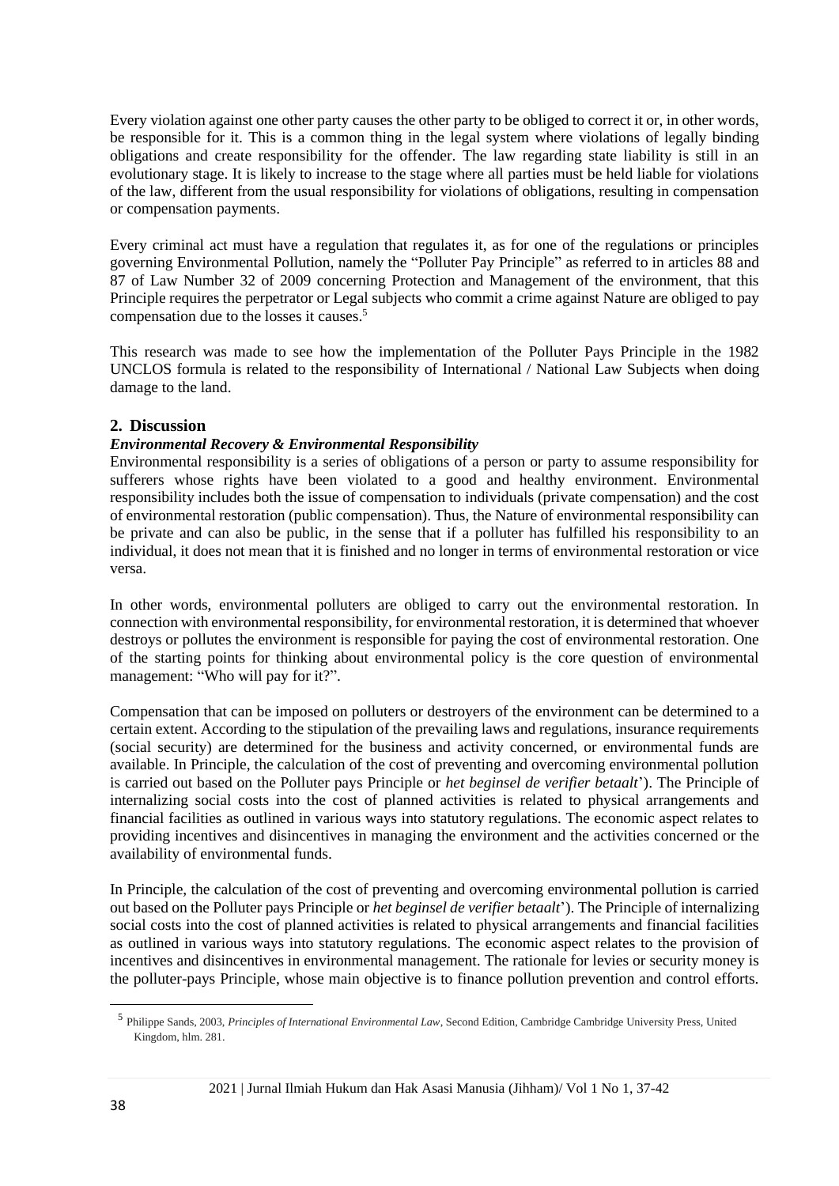Every violation against one other party causes the other party to be obliged to correct it or, in other words, be responsible for it. This is a common thing in the legal system where violations of legally binding obligations and create responsibility for the offender. The law regarding state liability is still in an evolutionary stage. It is likely to increase to the stage where all parties must be held liable for violations of the law, different from the usual responsibility for violations of obligations, resulting in compensation or compensation payments.

Every criminal act must have a regulation that regulates it, as for one of the regulations or principles governing Environmental Pollution, namely the "Polluter Pay Principle" as referred to in articles 88 and 87 of Law Number 32 of 2009 concerning Protection and Management of the environment, that this Principle requires the perpetrator or Legal subjects who commit a crime against Nature are obliged to pay compensation due to the losses it causes.[5]

This research was made to see how the implementation of the Polluter Pays Principle in the 1982 UNCLOS formula is related to the responsibility of International / National Law Subjects when doing damage to the land.

## 2. Discussion

### *Environmental Recovery & Environmental Responsibility*

Environmental responsibility is a series of obligations of a person or party to assume responsibility for sufferers whose rights have been violated to a good and healthy environment. Environmental responsibility includes both the issue of compensation to individuals (private compensation) and the cost of environmental restoration (public compensation). Thus, the Nature of environmental responsibility can be private and can also be public, in the sense that if a polluter has fulfilled his responsibility to an individual, it does not mean that it is finished and no longer in terms of environmental restoration or vice versa.

In other words, environmental polluters are obliged to carry out the environmental restoration. In connection with environmental responsibility, for environmental restoration, it is determined that whoever destroys or pollutes the environment is responsible for paying the cost of environmental restoration. One of the starting points for thinking about environmental policy is the core question of environmental management: "Who will pay for it?".

Compensation that can be imposed on polluters or destroyers of the environment can be determined to a certain extent. According to the stipulation of the prevailing laws and regulations, insurance requirements (social security) are determined for the business and activity concerned, or environmental funds are available. In Principle, the calculation of the cost of preventing and overcoming environmental pollution is carried out based on the Polluter pays Principle or *het beginsel de verifier betaalt*'). The Principle of internalizing social costs into the cost of planned activities is related to physical arrangements and financial facilities as outlined in various ways into statutory regulations. The economic aspect relates to providing incentives and disincentives in managing the environment and the activities concerned or the availability of environmental funds.

In Principle, the calculation of the cost of preventing and overcoming environmental pollution is carried out based on the Polluter pays Principle or *het beginsel de verifier betaalt*'). The Principle of internalizing social costs into the cost of planned activities is related to physical arrangements and financial facilities as outlined in various ways into statutory regulations. The economic aspect relates to the provision of incentives and disincentives in environmental management. The rationale for levies or security money is the polluter-pays Principle, whose main objective is to finance pollution prevention and control efforts.

[5] Philippe Sands, 2003, *Principles of International Environmental Law*, Second Edition, Cambridge Cambridge University Press, United Kingdom, hlm. 281.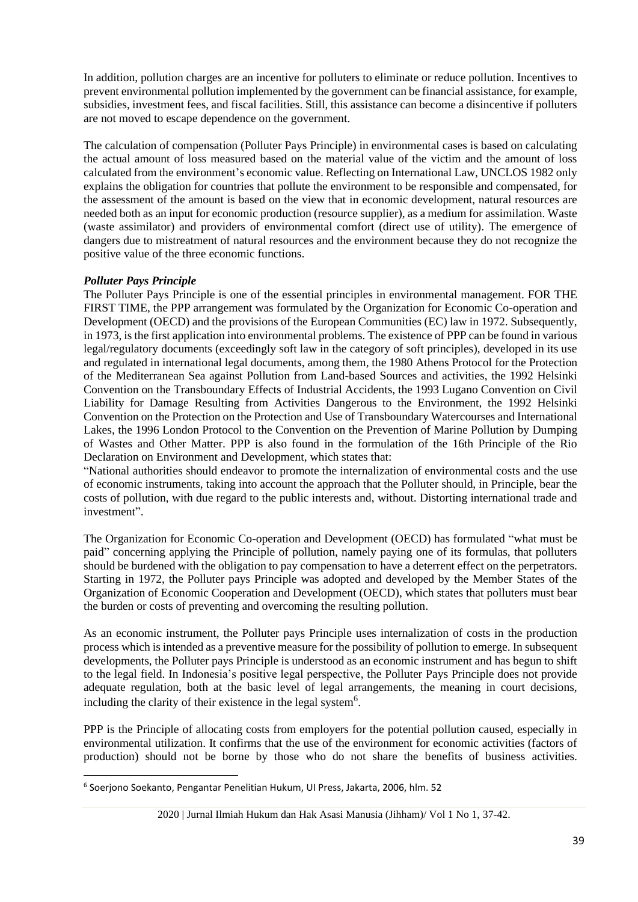In addition, pollution charges are an incentive for polluters to eliminate or reduce pollution. Incentives to prevent environmental pollution implemented by the government can be financial assistance, for example, subsidies, investment fees, and fiscal facilities. Still, this assistance can become a disincentive if polluters are not moved to escape dependence on the government.

The calculation of compensation (Polluter Pays Principle) in environmental cases is based on calculating the actual amount of loss measured based on the material value of the victim and the amount of loss calculated from the environment's economic value. Reflecting on International Law, UNCLOS 1982 only explains the obligation for countries that pollute the environment to be responsible and compensated, for the assessment of the amount is based on the view that in economic development, natural resources are needed both as an input for economic production (resource supplier), as a medium for assimilation. Waste (waste assimilator) and providers of environmental comfort (direct use of utility). The emergence of dangers due to mistreatment of natural resources and the environment because they do not recognize the positive value of the three economic functions.

***Polluter Pays Principle***

The Polluter Pays Principle is one of the essential principles in environmental management. FOR THE FIRST TIME, the PPP arrangement was formulated by the Organization for Economic Co-operation and Development (OECD) and the provisions of the European Communities (EC) law in 1972. Subsequently, in 1973, is the first application into environmental problems. The existence of PPP can be found in various legal/regulatory documents (exceedingly soft law in the category of soft principles), developed in its use and regulated in international legal documents, among them, the 1980 Athens Protocol for the Protection of the Mediterranean Sea against Pollution from Land-based Sources and activities, the 1992 Helsinki Convention on the Transboundary Effects of Industrial Accidents, the 1993 Lugano Convention on Civil Liability for Damage Resulting from Activities Dangerous to the Environment, the 1992 Helsinki Convention on the Protection on the Protection and Use of Transboundary Watercourses and International Lakes, the 1996 London Protocol to the Convention on the Prevention of Marine Pollution by Dumping of Wastes and Other Matter. PPP is also found in the formulation of the 16th Principle of the Rio Declaration on Environment and Development, which states that:

"National authorities should endeavor to promote the internalization of environmental costs and the use of economic instruments, taking into account the approach that the Polluter should, in Principle, bear the costs of pollution, with due regard to the public interests and, without. Distorting international trade and investment".

The Organization for Economic Co-operation and Development (OECD) has formulated "what must be paid" concerning applying the Principle of pollution, namely paying one of its formulas, that polluters should be burdened with the obligation to pay compensation to have a deterrent effect on the perpetrators. Starting in 1972, the Polluter pays Principle was adopted and developed by the Member States of the Organization of Economic Cooperation and Development (OECD), which states that polluters must bear the burden or costs of preventing and overcoming the resulting pollution.

As an economic instrument, the Polluter pays Principle uses internalization of costs in the production process which is intended as a preventive measure for the possibility of pollution to emerge. In subsequent developments, the Polluter pays Principle is understood as an economic instrument and has begun to shift to the legal field. In Indonesia's positive legal perspective, the Polluter Pays Principle does not provide adequate regulation, both at the basic level of legal arrangements, the meaning in court decisions, including the clarity of their existence in the legal system[6].

PPP is the Principle of allocating costs from employers for the potential pollution caused, especially in environmental utilization. It confirms that the use of the environment for economic activities (factors of production) should not be borne by those who do not share the benefits of business activities.

---

[6] Soerjono Soekanto, Pengantar Penelitian Hukum, UI Press, Jakarta, 2006, hlm. 52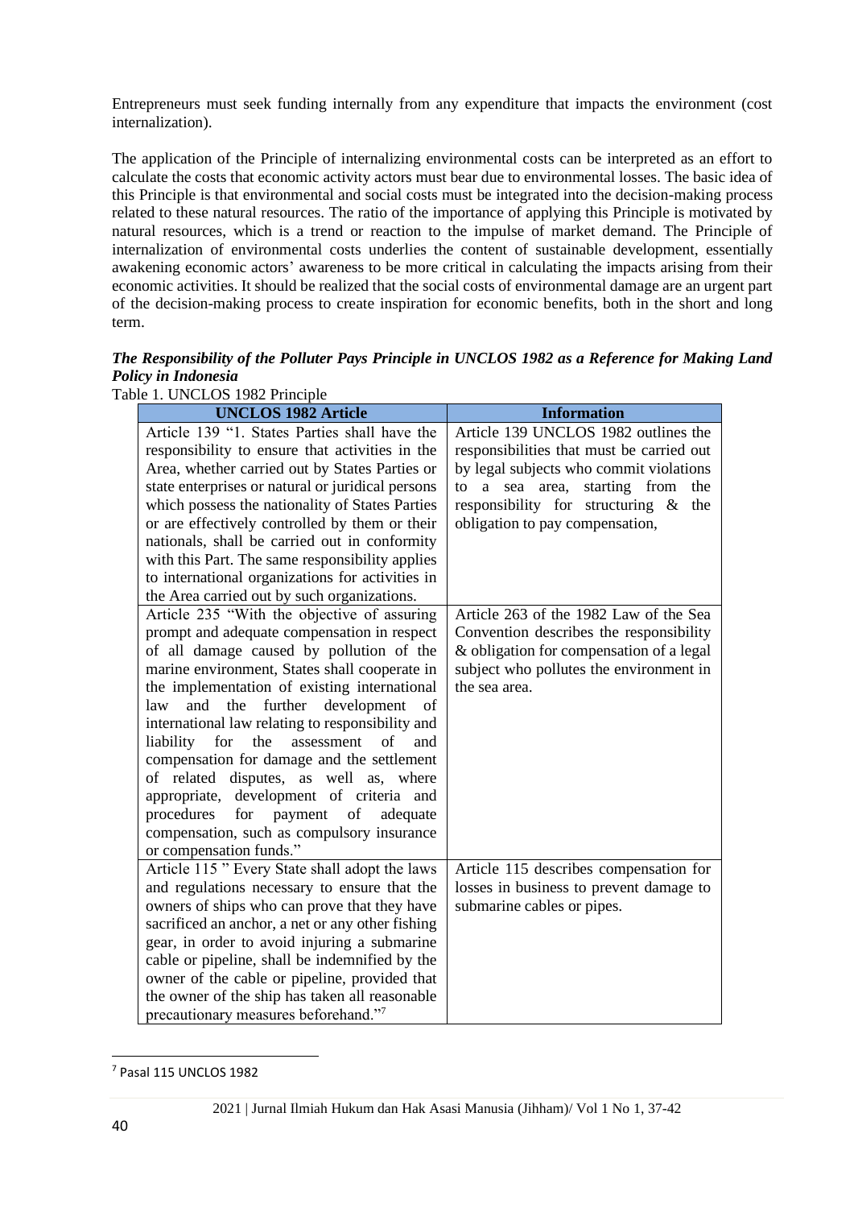Entrepreneurs must seek funding internally from any expenditure that impacts the environment (cost internalization).

The application of the Principle of internalizing environmental costs can be interpreted as an effort to calculate the costs that economic activity actors must bear due to environmental losses. The basic idea of this Principle is that environmental and social costs must be integrated into the decision-making process related to these natural resources. The ratio of the importance of applying this Principle is motivated by natural resources, which is a trend or reaction to the impulse of market demand. The Principle of internalization of environmental costs underlies the content of sustainable development, essentially awakening economic actors' awareness to be more critical in calculating the impacts arising from their economic activities. It should be realized that the social costs of environmental damage are an urgent part of the decision-making process to create inspiration for economic benefits, both in the short and long term.

***The Responsibility of the Polluter Pays Principle in UNCLOS 1982 as a Reference for Making Land Policy in Indonesia***

Table 1. UNCLOS 1982 Principle

| UNCLOS 1982 Article | Information |
|---|---|
| Article 139 "1. States Parties shall have the responsibility to ensure that activities in the Area, whether carried out by States Parties or state enterprises or natural or juridical persons which possess the nationality of States Parties or are effectively controlled by them or their nationals, shall be carried out in conformity with this Part. The same responsibility applies to international organizations for activities in the Area carried out by such organizations. | Article 139 UNCLOS 1982 outlines the responsibilities that must be carried out by legal subjects who commit violations to a sea area, starting from the responsibility for structuring & the obligation to pay compensation, |
| Article 235 "With the objective of assuring prompt and adequate compensation in respect of all damage caused by pollution of the marine environment, States shall cooperate in the implementation of existing international law and the further development of international law relating to responsibility and liability for the assessment of and compensation for damage and the settlement of related disputes, as well as, where appropriate, development of criteria and procedures for payment of adequate compensation, such as compulsory insurance or compensation funds." | Article 263 of the 1982 Law of the Sea Convention describes the responsibility & obligation for compensation of a legal subject who pollutes the environment in the sea area. |
| Article 115 " Every State shall adopt the laws and regulations necessary to ensure that the owners of ships who can prove that they have sacrificed an anchor, a net or any other fishing gear, in order to avoid injuring a submarine cable or pipeline, shall be indemnified by the owner of the cable or pipeline, provided that the owner of the ship has taken all reasonable precautionary measures beforehand."[7] | Article 115 describes compensation for losses in business to prevent damage to submarine cables or pipes. |

[7] Pasal 115 UNCLOS 1982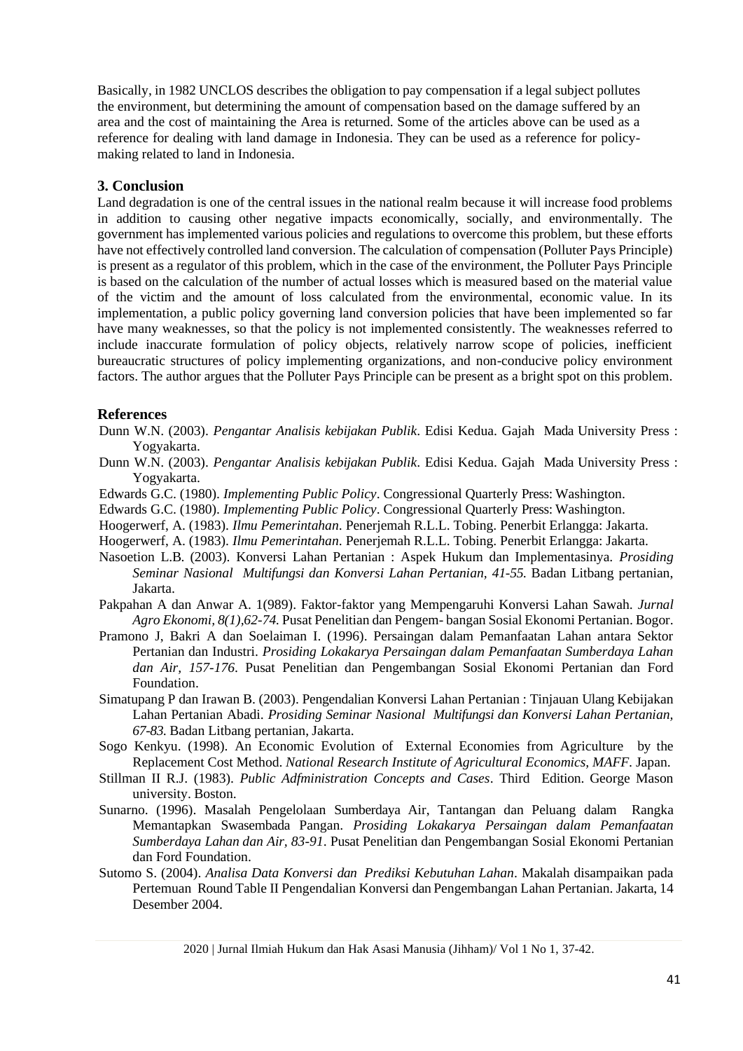Basically, in 1982 UNCLOS describes the obligation to pay compensation if a legal subject pollutes the environment, but determining the amount of compensation based on the damage suffered by an area and the cost of maintaining the Area is returned. Some of the articles above can be used as a reference for dealing with land damage in Indonesia. They can be used as a reference for policy-making related to land in Indonesia.

## 3. Conclusion

Land degradation is one of the central issues in the national realm because it will increase food problems in addition to causing other negative impacts economically, socially, and environmentally. The government has implemented various policies and regulations to overcome this problem, but these efforts have not effectively controlled land conversion. The calculation of compensation (Polluter Pays Principle) is present as a regulator of this problem, which in the case of the environment, the Polluter Pays Principle is based on the calculation of the number of actual losses which is measured based on the material value of the victim and the amount of loss calculated from the environmental, economic value. In its implementation, a public policy governing land conversion policies that have been implemented so far have many weaknesses, so that the policy is not implemented consistently. The weaknesses referred to include inaccurate formulation of policy objects, relatively narrow scope of policies, inefficient bureaucratic structures of policy implementing organizations, and non-conducive policy environment factors. The author argues that the Polluter Pays Principle can be present as a bright spot on this problem.

## References

Dunn W.N. (2003). *Pengantar Analisis kebijakan Publik*. Edisi Kedua. Gajah Mada University Press : Yogyakarta.

Dunn W.N. (2003). *Pengantar Analisis kebijakan Publik*. Edisi Kedua. Gajah Mada University Press : Yogyakarta.

Edwards G.C. (1980). *Implementing Public Policy*. Congressional Quarterly Press: Washington.

Edwards G.C. (1980). *Implementing Public Policy*. Congressional Quarterly Press: Washington.

Hoogerwerf, A. (1983). *Ilmu Pemerintahan*. Penerjemah R.L.L. Tobing. Penerbit Erlangga: Jakarta.

Hoogerwerf, A. (1983). *Ilmu Pemerintahan*. Penerjemah R.L.L. Tobing. Penerbit Erlangga: Jakarta.

Nasoetion L.B. (2003). Konversi Lahan Pertanian : Aspek Hukum dan Implementasinya. *Prosiding Seminar Nasional Multifungsi dan Konversi Lahan Pertanian, 41-55.* Badan Litbang pertanian, Jakarta.

Pakpahan A dan Anwar A. 1(989). Faktor-faktor yang Mempengaruhi Konversi Lahan Sawah. *Jurnal Agro Ekonomi, 8(1),62-74.* Pusat Penelitian dan Pengem- bangan Sosial Ekonomi Pertanian. Bogor.

Pramono J, Bakri A dan Soelaiman I. (1996). Persaingan dalam Pemanfaatan Lahan antara Sektor Pertanian dan Industri. *Prosiding Lokakarya Persaingan dalam Pemanfaatan Sumberdaya Lahan dan Air, 157-176*. Pusat Penelitian dan Pengembangan Sosial Ekonomi Pertanian dan Ford Foundation.

Simatupang P dan Irawan B. (2003). Pengendalian Konversi Lahan Pertanian : Tinjauan Ulang Kebijakan Lahan Pertanian Abadi. *Prosiding Seminar Nasional Multifungsi dan Konversi Lahan Pertanian, 67-83.* Badan Litbang pertanian, Jakarta.

Sogo Kenkyu. (1998). An Economic Evolution of External Economies from Agriculture by the Replacement Cost Method. *National Research Institute of Agricultural Economics, MAFF*. Japan.

Stillman II R.J. (1983). *Public Adfministration Concepts and Cases*. Third Edition. George Mason university. Boston.

Sunarno. (1996). Masalah Pengelolaan Sumberdaya Air, Tantangan dan Peluang dalam Rangka Memantapkan Swasembada Pangan. *Prosiding Lokakarya Persaingan dalam Pemanfaatan Sumberdaya Lahan dan Air, 83-91*. Pusat Penelitian dan Pengembangan Sosial Ekonomi Pertanian dan Ford Foundation.

Sutomo S. (2004). *Analisa Data Konversi dan Prediksi Kebutuhan Lahan*. Makalah disampaikan pada Pertemuan Round Table II Pengendalian Konversi dan Pengembangan Lahan Pertanian. Jakarta, 14 Desember 2004.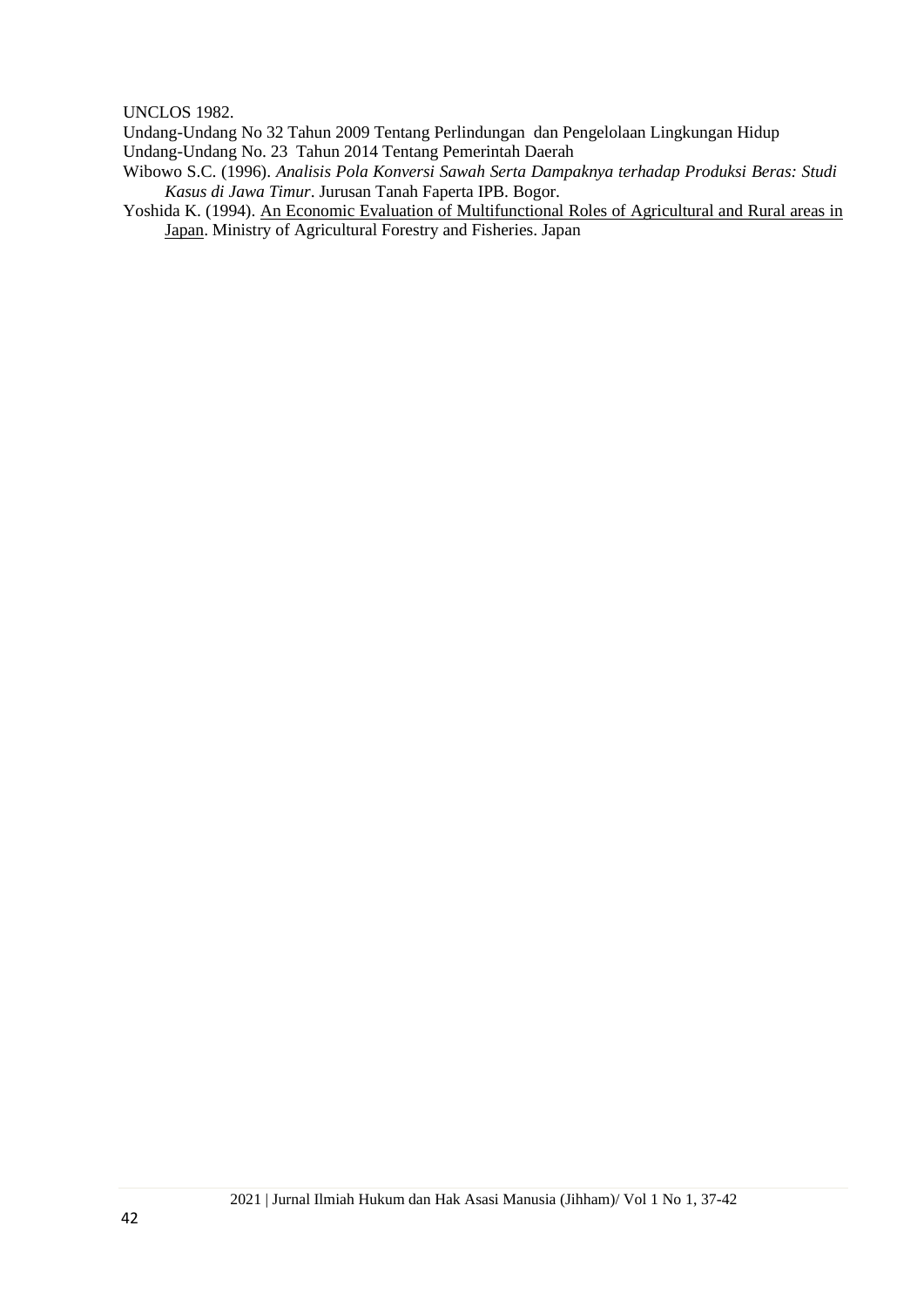UNCLOS 1982.

Undang-Undang No 32 Tahun 2009 Tentang Perlindungan dan Pengelolaan Lingkungan Hidup

Undang-Undang No. 23 Tahun 2014 Tentang Pemerintah Daerah

Wibowo S.C. (1996). *Analisis Pola Konversi Sawah Serta Dampaknya terhadap Produksi Beras: Studi Kasus di Jawa Timur*. Jurusan Tanah Faperta IPB. Bogor.

Yoshida K. (1994). An Economic Evaluation of Multifunctional Roles of Agricultural and Rural areas in Japan. Ministry of Agricultural Forestry and Fisheries. Japan